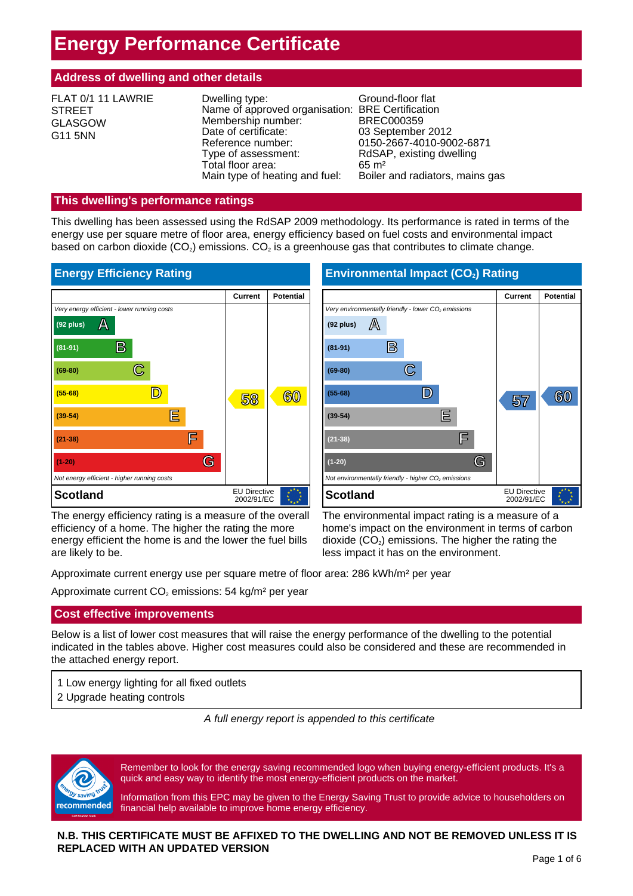# Energy Performance Certificate

## Address of dwelling and other details

FLAT 0/1 11 LAWRIE STREET
GLASGOW
G11 5NN

| | |
|---|---|
| Dwelling type: | Ground-floor flat |
| Name of approved organisation: | BRE Certification |
| Membership number: | BREC000359 |
| Date of certificate: | 03 September 2012 |
| Reference number: | 0150-2667-4010-9002-6871 |
| Type of assessment: | RdSAP, existing dwelling |
| Total floor area: | 65 m² |
| Main type of heating and fuel: | Boiler and radiators, mains gas |

## This dwelling's performance ratings

This dwelling has been assessed using the RdSAP 2009 methodology. Its performance is rated in terms of the energy use per square metre of floor area, energy efficiency based on fuel costs and environmental impact based on carbon dioxide ($CO_2$) emissions. $CO_2$ is a greenhouse gas that contributes to climate change.

### Energy Efficiency Rating

| | Current | Potential |
|---|---|---|
| *Very energy efficient - lower running costs* | | |
| (92 plus) A | | |
| (81-91) B | | |
| (69-80) C | | |
| (55-68) D | 58 | 60 |
| (39-54) E | | |
| (21-38) F | | |
| (1-20) G | | |
| *Not energy efficient - higher running costs* | | |
| **Scotland** | EU Directive 2002/91/EC | |

The energy efficiency rating is a measure of the overall efficiency of a home. The higher the rating the more energy efficient the home is and the lower the fuel bills are likely to be.

### Environmental Impact ($CO_2$) Rating

| | Current | Potential |
|---|---|---|
| *Very environmentally friendly - lower $CO_2$ emissions* | | |
| (92 plus) A | | |
| (81-91) B | | |
| (69-80) C | | |
| (55-68) D | 57 | 60 |
| (39-54) E | | |
| (21-38) F | | |
| (1-20) G | | |
| *Not environmentally friendly - higher $CO_2$ emissions* | | |
| **Scotland** | EU Directive 2002/91/EC | |

The environmental impact rating is a measure of a home's impact on the environment in terms of carbon dioxide ($CO_2$) emissions. The higher the rating the less impact it has on the environment.

Approximate current energy use per square metre of floor area: 286 kWh/m² per year

Approximate current $CO_2$ emissions: 54 kg/m² per year

## Cost effective improvements

Below is a list of lower cost measures that will raise the energy performance of the dwelling to the potential indicated in the tables above. Higher cost measures could also be considered and these are recommended in the attached energy report.

1 Low energy lighting for all fixed outlets
2 Upgrade heating controls

*A full energy report is appended to this certificate*

Remember to look for the energy saving recommended logo when buying energy-efficient products. It's a quick and easy way to identify the most energy-efficient products on the market.

Information from this EPC may be given to the Energy Saving Trust to provide advice to householders on financial help available to improve home energy efficiency.

**N.B. THIS CERTIFICATE MUST BE AFFIXED TO THE DWELLING AND NOT BE REMOVED UNLESS IT IS REPLACED WITH AN UPDATED VERSION**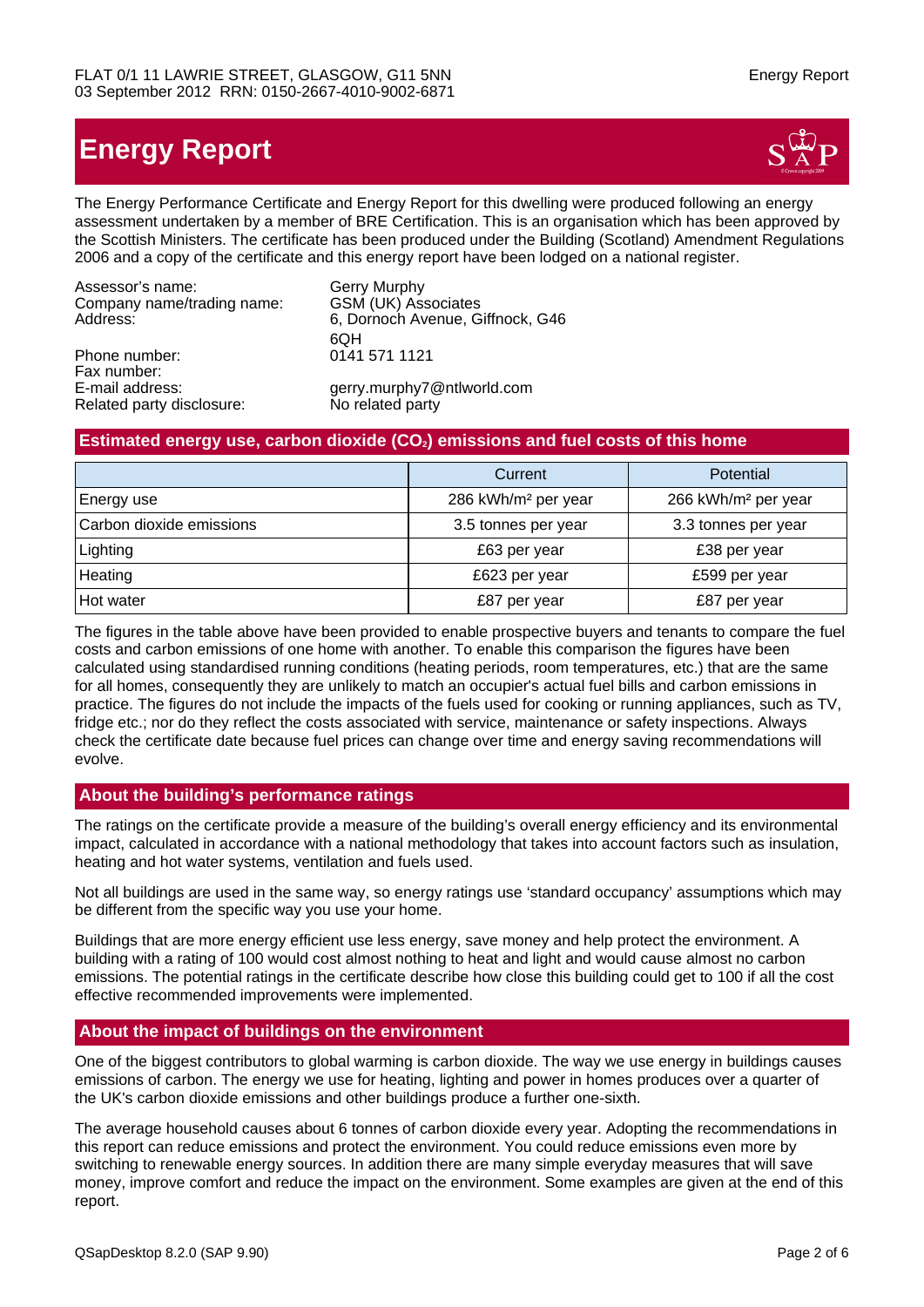# Energy Report

The Energy Performance Certificate and Energy Report for this dwelling were produced following an energy assessment undertaken by a member of BRE Certification. This is an organisation which has been approved by the Scottish Ministers. The certificate has been produced under the Building (Scotland) Amendment Regulations 2006 and a copy of the certificate and this energy report have been lodged on a national register.

| | |
|---|---|
| Assessor's name: | Gerry Murphy |
| Company name/trading name: | GSM (UK) Associates |
| Address: | 6, Dornoch Avenue, Giffnock, G46 6QH |
| Phone number: | 0141 571 1121 |
| Fax number: | |
| E-mail address: | gerry.murphy7@ntlworld.com |
| Related party disclosure: | No related party |

## Estimated energy use, carbon dioxide ($CO_2$) emissions and fuel costs of this home

| | Current | Potential |
|---|---|---|
| Energy use | 286 kWh/m² per year | 266 kWh/m² per year |
| Carbon dioxide emissions | 3.5 tonnes per year | 3.3 tonnes per year |
| Lighting | £63 per year | £38 per year |
| Heating | £623 per year | £599 per year |
| Hot water | £87 per year | £87 per year |

The figures in the table above have been provided to enable prospective buyers and tenants to compare the fuel costs and carbon emissions of one home with another. To enable this comparison the figures have been calculated using standardised running conditions (heating periods, room temperatures, etc.) that are the same for all homes, consequently they are unlikely to match an occupier's actual fuel bills and carbon emissions in practice. The figures do not include the impacts of the fuels used for cooking or running appliances, such as TV, fridge etc.; nor do they reflect the costs associated with service, maintenance or safety inspections. Always check the certificate date because fuel prices can change over time and energy saving recommendations will evolve.

## About the building's performance ratings

The ratings on the certificate provide a measure of the building's overall energy efficiency and its environmental impact, calculated in accordance with a national methodology that takes into account factors such as insulation, heating and hot water systems, ventilation and fuels used.

Not all buildings are used in the same way, so energy ratings use 'standard occupancy' assumptions which may be different from the specific way you use your home.

Buildings that are more energy efficient use less energy, save money and help protect the environment. A building with a rating of 100 would cost almost nothing to heat and light and would cause almost no carbon emissions. The potential ratings in the certificate describe how close this building could get to 100 if all the cost effective recommended improvements were implemented.

## About the impact of buildings on the environment

One of the biggest contributors to global warming is carbon dioxide. The way we use energy in buildings causes emissions of carbon. The energy we use for heating, lighting and power in homes produces over a quarter of the UK's carbon dioxide emissions and other buildings produce a further one-sixth.

The average household causes about 6 tonnes of carbon dioxide every year. Adopting the recommendations in this report can reduce emissions and protect the environment. You could reduce emissions even more by switching to renewable energy sources. In addition there are many simple everyday measures that will save money, improve comfort and reduce the impact on the environment. Some examples are given at the end of this report.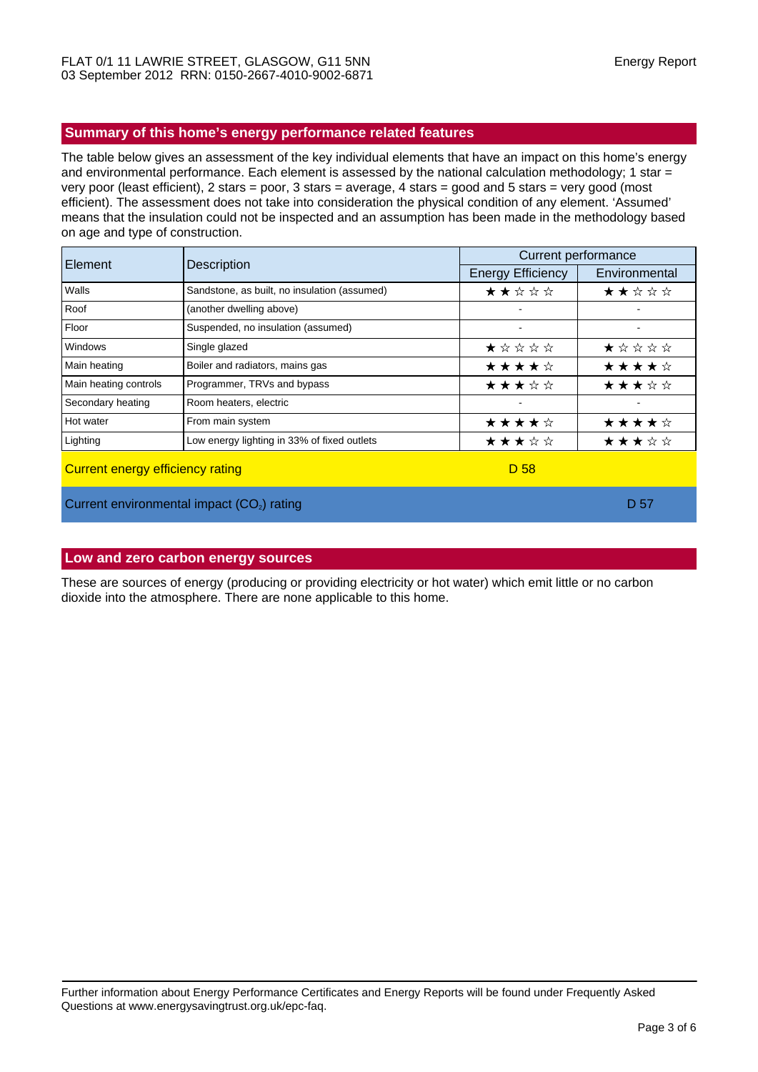FLAT 0/1 11 LAWRIE STREET, GLASGOW, G11 5NN
03 September 2012 RRN: 0150-2667-4010-9002-6871

## Summary of this home's energy performance related features

The table below gives an assessment of the key individual elements that have an impact on this home's energy and environmental performance. Each element is assessed by the national calculation methodology; 1 star = very poor (least efficient), 2 stars = poor, 3 stars = average, 4 stars = good and 5 stars = very good (most efficient). The assessment does not take into consideration the physical condition of any element. 'Assumed' means that the insulation could not be inspected and an assumption has been made in the methodology based on age and type of construction.

| Element | Description | Current performance | |
|---|---|---|---|
| | | Energy Efficiency | Environmental |
| Walls | Sandstone, as built, no insulation (assumed) | ★★☆☆☆ | ★★☆☆☆ |
| Roof | (another dwelling above) | - | - |
| Floor | Suspended, no insulation (assumed) | - | - |
| Windows | Single glazed | ★☆☆☆☆ | ★☆☆☆☆ |
| Main heating | Boiler and radiators, mains gas | ★★★★☆ | ★★★★☆ |
| Main heating controls | Programmer, TRVs and bypass | ★★★☆☆ | ★★★☆☆ |
| Secondary heating | Room heaters, electric | - | - |
| Hot water | From main system | ★★★★☆ | ★★★★☆ |
| Lighting | Low energy lighting in 33% of fixed outlets | ★★★☆☆ | ★★★☆☆ |
| Current energy efficiency rating | | D 58 | |
| Current environmental impact ($CO_2$) rating | | | D 57 |

## Low and zero carbon energy sources

These are sources of energy (producing or providing electricity or hot water) which emit little or no carbon dioxide into the atmosphere. There are none applicable to this home.

Further information about Energy Performance Certificates and Energy Reports will be found under Frequently Asked Questions at www.energysavingtrust.org.uk/epc-faq.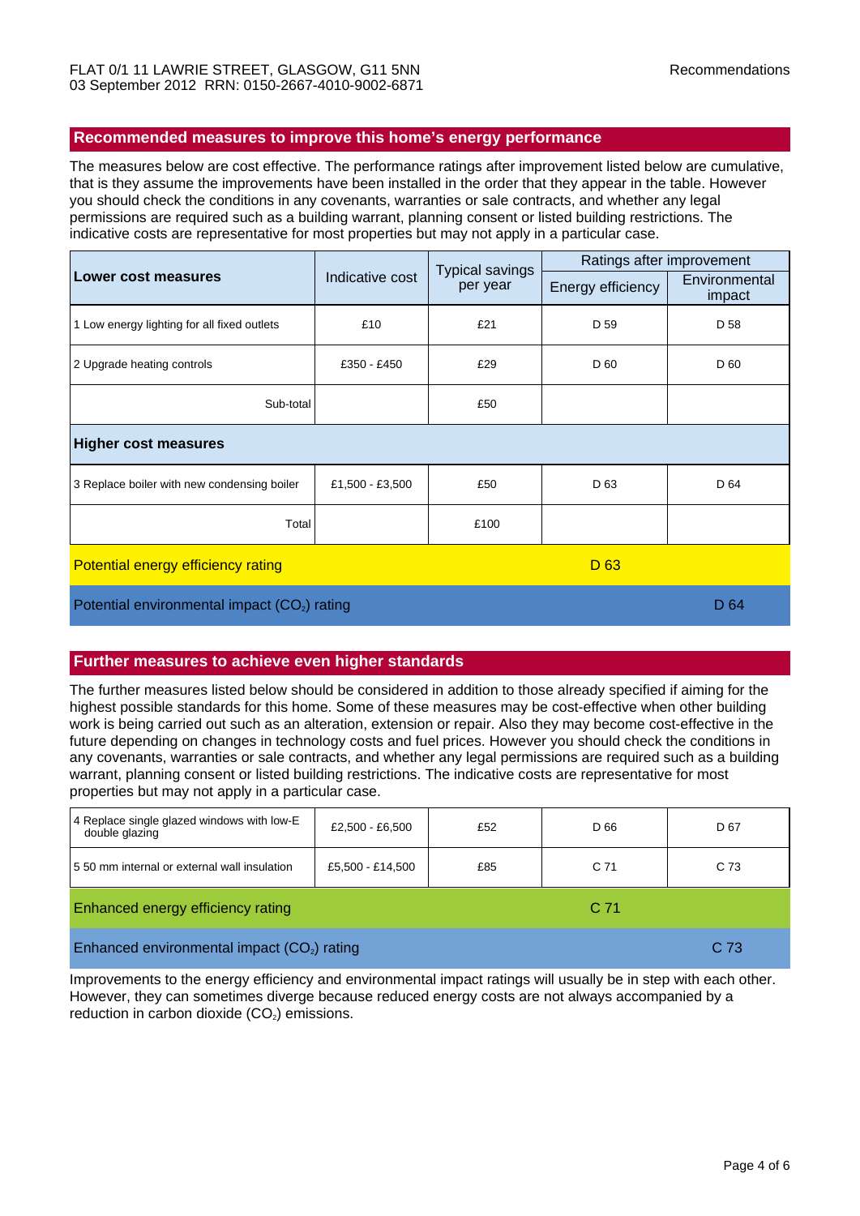FLAT 0/1 11 LAWRIE STREET, GLASGOW, G11 5NN
03 September 2012 RRN: 0150-2667-4010-9002-6871

Recommendations

## Recommended measures to improve this home's energy performance

The measures below are cost effective. The performance ratings after improvement listed below are cumulative, that is they assume the improvements have been installed in the order that they appear in the table. However you should check the conditions in any covenants, warranties or sale contracts, and whether any legal permissions are required such as a building warrant, planning consent or listed building restrictions. The indicative costs are representative for most properties but may not apply in a particular case.

| **Lower cost measures** | Indicative cost | Typical savings per year | Ratings after improvement | |
|---|---|---|---|---|
| | | | Energy efficiency | Environmental impact |
| 1 Low energy lighting for all fixed outlets | £10 | £21 | D 59 | D 58 |
| 2 Upgrade heating controls | £350 - £450 | £29 | D 60 | D 60 |
| Sub-total | | £50 | | |
| **Higher cost measures** | | | | |
| 3 Replace boiler with new condensing boiler | £1,500 - £3,500 | £50 | D 63 | D 64 |
| Total | | £100 | | |
| Potential energy efficiency rating | | | D 63 | |
| Potential environmental impact ($CO_2$) rating | | | | D 64 |

## Further measures to achieve even higher standards

The further measures listed below should be considered in addition to those already specified if aiming for the highest possible standards for this home. Some of these measures may be cost-effective when other building work is being carried out such as an alteration, extension or repair. Also they may become cost-effective in the future depending on changes in technology costs and fuel prices. However you should check the conditions in any covenants, warranties or sale contracts, and whether any legal permissions are required such as a building warrant, planning consent or listed building restrictions. The indicative costs are representative for most properties but may not apply in a particular case.

| Measure | Indicative cost | Typical savings per year | Energy efficiency | Environmental impact |
|---|---|---|---|---|
| 4 Replace single glazed windows with low-E double glazing | £2,500 - £6,500 | £52 | D 66 | D 67 |
| 5 50 mm internal or external wall insulation | £5,500 - £14,500 | £85 | C 71 | C 73 |
| Enhanced energy efficiency rating | | | C 71 | |
| Enhanced environmental impact ($CO_2$) rating | | | | C 73 |

Improvements to the energy efficiency and environmental impact ratings will usually be in step with each other. However, they can sometimes diverge because reduced energy costs are not always accompanied by a reduction in carbon dioxide ($CO_2$) emissions.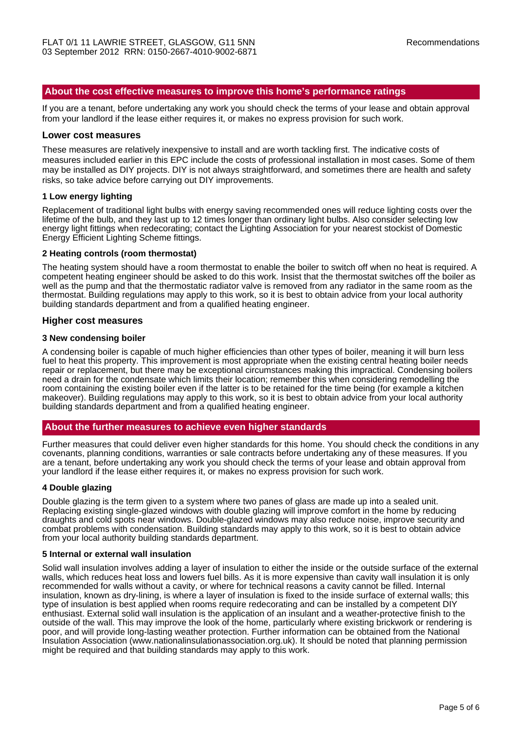## About the cost effective measures to improve this home's performance ratings

If you are a tenant, before undertaking any work you should check the terms of your lease and obtain approval from your landlord if the lease either requires it, or makes no express provision for such work.

### Lower cost measures

These measures are relatively inexpensive to install and are worth tackling first. The indicative costs of measures included earlier in this EPC include the costs of professional installation in most cases. Some of them may be installed as DIY projects. DIY is not always straightforward, and sometimes there are health and safety risks, so take advice before carrying out DIY improvements.

#### 1 Low energy lighting

Replacement of traditional light bulbs with energy saving recommended ones will reduce lighting costs over the lifetime of the bulb, and they last up to 12 times longer than ordinary light bulbs. Also consider selecting low energy light fittings when redecorating; contact the Lighting Association for your nearest stockist of Domestic Energy Efficient Lighting Scheme fittings.

#### 2 Heating controls (room thermostat)

The heating system should have a room thermostat to enable the boiler to switch off when no heat is required. A competent heating engineer should be asked to do this work. Insist that the thermostat switches off the boiler as well as the pump and that the thermostatic radiator valve is removed from any radiator in the same room as the thermostat. Building regulations may apply to this work, so it is best to obtain advice from your local authority building standards department and from a qualified heating engineer.

### Higher cost measures

#### 3 New condensing boiler

A condensing boiler is capable of much higher efficiencies than other types of boiler, meaning it will burn less fuel to heat this property. This improvement is most appropriate when the existing central heating boiler needs repair or replacement, but there may be exceptional circumstances making this impractical. Condensing boilers need a drain for the condensate which limits their location; remember this when considering remodelling the room containing the existing boiler even if the latter is to be retained for the time being (for example a kitchen makeover). Building regulations may apply to this work, so it is best to obtain advice from your local authority building standards department and from a qualified heating engineer.

## About the further measures to achieve even higher standards

Further measures that could deliver even higher standards for this home. You should check the conditions in any covenants, planning conditions, warranties or sale contracts before undertaking any of these measures. If you are a tenant, before undertaking any work you should check the terms of your lease and obtain approval from your landlord if the lease either requires it, or makes no express provision for such work.

#### 4 Double glazing

Double glazing is the term given to a system where two panes of glass are made up into a sealed unit. Replacing existing single-glazed windows with double glazing will improve comfort in the home by reducing draughts and cold spots near windows. Double-glazed windows may also reduce noise, improve security and combat problems with condensation. Building standards may apply to this work, so it is best to obtain advice from your local authority building standards department.

#### 5 Internal or external wall insulation

Solid wall insulation involves adding a layer of insulation to either the inside or the outside surface of the external walls, which reduces heat loss and lowers fuel bills. As it is more expensive than cavity wall insulation it is only recommended for walls without a cavity, or where for technical reasons a cavity cannot be filled. Internal insulation, known as dry-lining, is where a layer of insulation is fixed to the inside surface of external walls; this type of insulation is best applied when rooms require redecorating and can be installed by a competent DIY enthusiast. External solid wall insulation is the application of an insulant and a weather-protective finish to the outside of the wall. This may improve the look of the home, particularly where existing brickwork or rendering is poor, and will provide long-lasting weather protection. Further information can be obtained from the National Insulation Association (www.nationalinsulationassociation.org.uk). It should be noted that planning permission might be required and that building standards may apply to this work.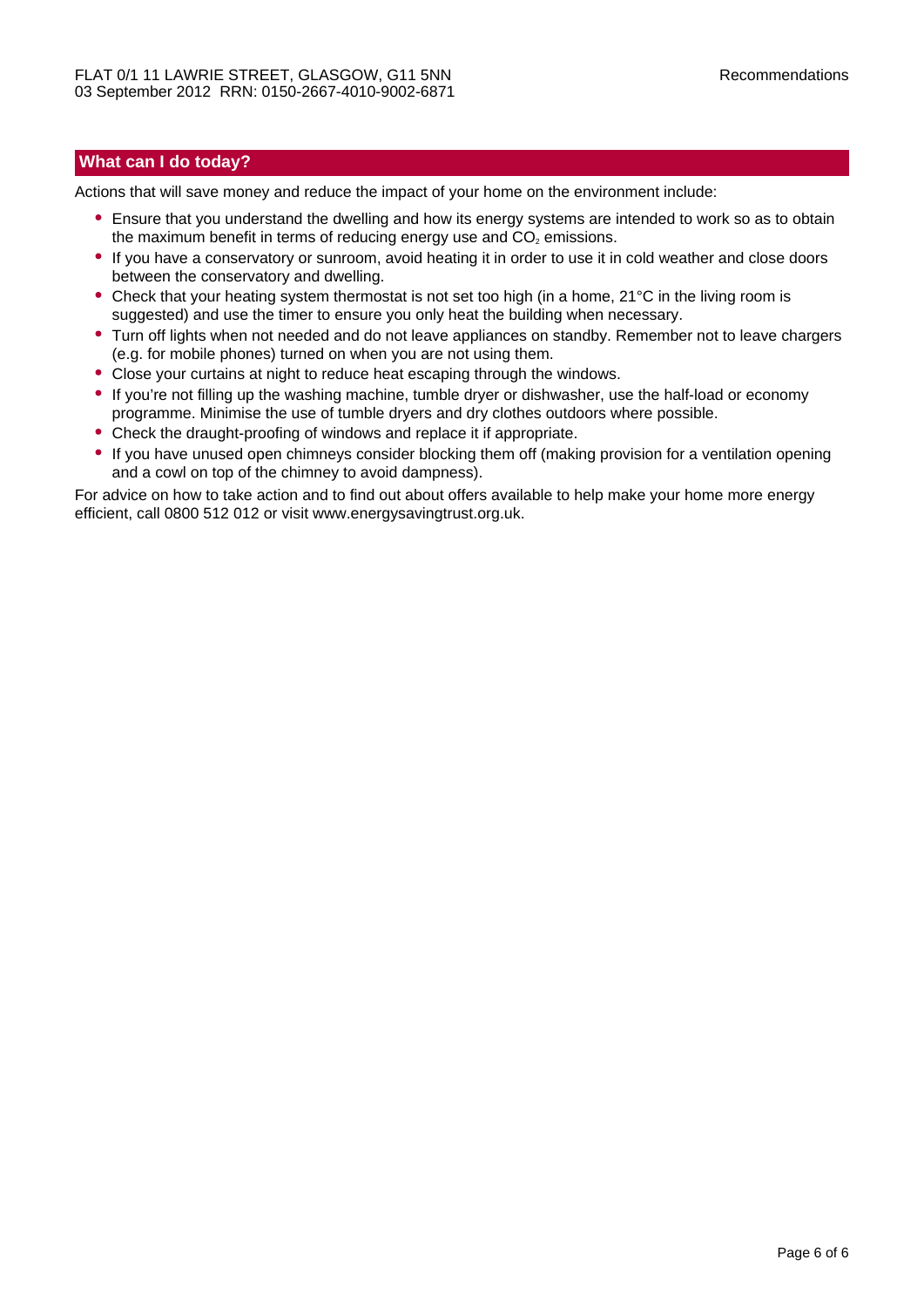## What can I do today?

Actions that will save money and reduce the impact of your home on the environment include:

- Ensure that you understand the dwelling and how its energy systems are intended to work so as to obtain the maximum benefit in terms of reducing energy use and $CO_2$ emissions.
- If you have a conservatory or sunroom, avoid heating it in order to use it in cold weather and close doors between the conservatory and dwelling.
- Check that your heating system thermostat is not set too high (in a home, 21°C in the living room is suggested) and use the timer to ensure you only heat the building when necessary.
- Turn off lights when not needed and do not leave appliances on standby. Remember not to leave chargers (e.g. for mobile phones) turned on when you are not using them.
- Close your curtains at night to reduce heat escaping through the windows.
- If you're not filling up the washing machine, tumble dryer or dishwasher, use the half-load or economy programme. Minimise the use of tumble dryers and dry clothes outdoors where possible.
- Check the draught-proofing of windows and replace it if appropriate.
- If you have unused open chimneys consider blocking them off (making provision for a ventilation opening and a cowl on top of the chimney to avoid dampness).

For advice on how to take action and to find out about offers available to help make your home more energy efficient, call 0800 512 012 or visit www.energysavingtrust.org.uk.